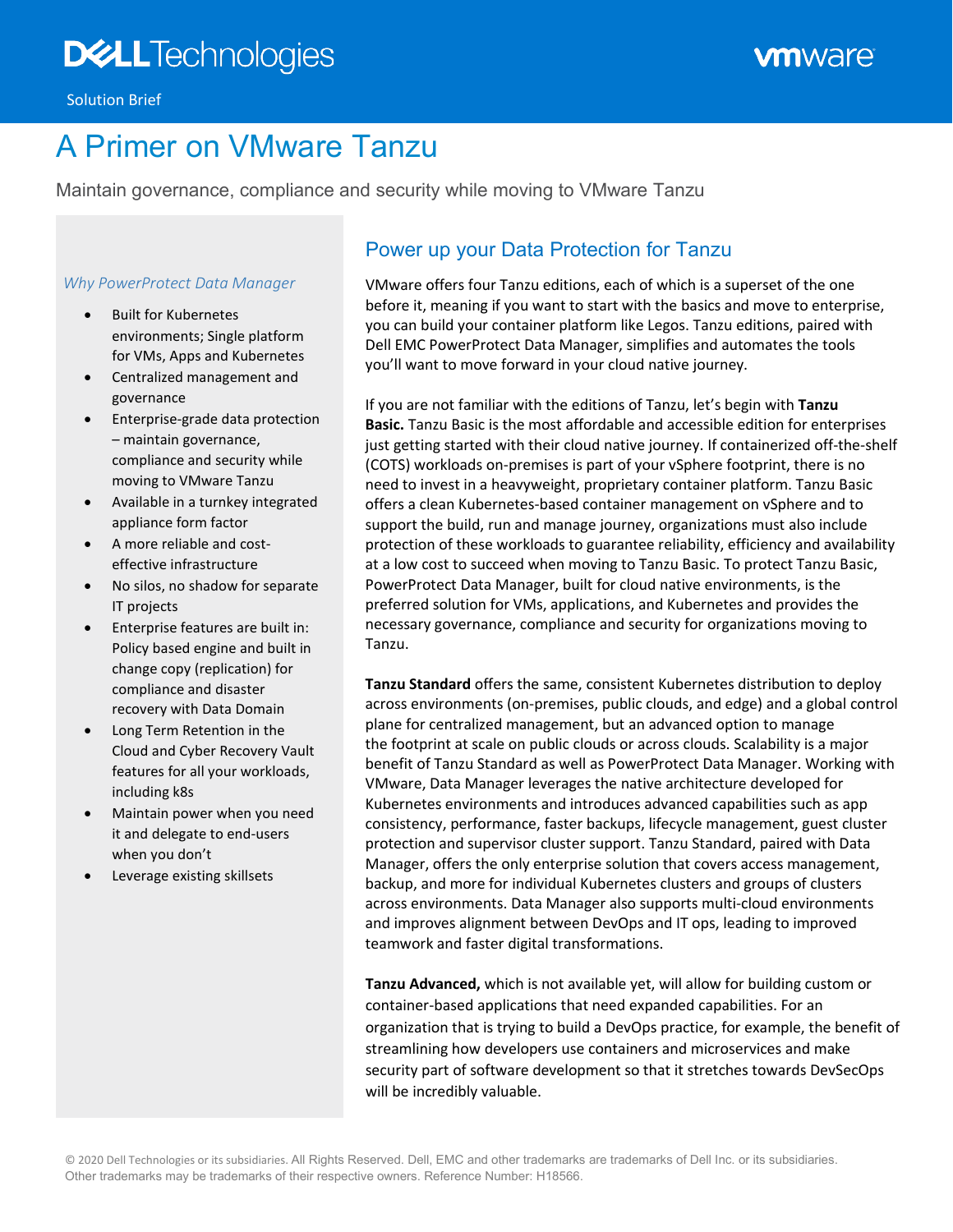Solution Brief

# A Primer on VMware Tanzu

Maintain governance, compliance and security while moving to VMware Tanzu

## Power up your Data Protection for Tanzu

VMware offers four Tanzu editions, each of which is a superset of the one before it, meaning if you want to start with the basics and move to enterprise, you can build your container platform like Legos. Tanzu editions, paired with Dell EMC PowerProtect Data Manager, simplifies and automates the tools you'll want to move forward in your cloud native journey.

If you are not familiar with the editions of Tanzu, let's begin with **Tanzu Basic.** Tanzu Basic is the most affordable and accessible edition for enterprises just getting started with their cloud native journey. If containerized off-the-shelf (COTS) workloads on-premises is part of your vSphere footprint, there is no need to invest in a heavyweight, proprietary container platform. Tanzu Basic offers a clean Kubernetes-based container management on vSphere and to support the build, run and manage journey, organizations must also include protection of these workloads to guarantee reliability, efficiency and availability at a low cost to succeed when moving to Tanzu Basic. To protect Tanzu Basic, PowerProtect Data Manager, built for cloud native environments, is the preferred solution for VMs, applications, and Kubernetes and provides the necessary governance, compliance and security for organizations moving to Tanzu.

**Tanzu Standard** offers the same, consistent Kubernetes distribution to deploy across environments (on-premises, public clouds, and edge) and a global control plane for centralized management, but an advanced option to manage the footprint at scale on public clouds or across clouds. Scalability is a major benefit of Tanzu Standard as well as PowerProtect Data Manager. Working with VMware, Data Manager leverages the native architecture developed for Kubernetes environments and introduces advanced capabilities such as app consistency, performance, faster backups, lifecycle management, guest cluster protection and supervisor cluster support. Tanzu Standard, paired with Data Manager, offers the only enterprise solution that covers access management, backup, and more for individual Kubernetes clusters and groups of clusters across environments. Data Manager also supports multi-cloud environments and improves alignment between DevOps and IT ops, leading to improved teamwork and faster digital transformations.

**Tanzu Advanced,** which is not available yet, will allow for building custom or container-based applications that need expanded capabilities. For an organization that is trying to build a DevOps practice, for example, the benefit of streamlining how developers use containers and microservices and make security part of software development so that it stretches towards DevSecOps will be incredibly valuable.

*Why PowerProtect Data Manager*

- Built for Kubernetes environments; Single platform for VMs, Apps and Kubernetes
- Centralized management and governance
- Enterprise-grade data protection – maintain governance, compliance and security while moving to VMware Tanzu
- Available in a turnkey integrated appliance form factor
- A more reliable and cost-effective infrastructure
- No silos, no shadow for separate IT projects
- Enterprise features are built in: Policy based engine and built in change copy (replication) for compliance and disaster recovery with Data Domain
- Long Term Retention in the Cloud and Cyber Recovery Vault features for all your workloads, including k8s
- Maintain power when you need it and delegate to end-users when you don't
- Leverage existing skillsets

© 2020 Dell Technologies or its subsidiaries. All Rights Reserved. Dell, EMC and other trademarks are trademarks of Dell Inc. or its subsidiaries. Other trademarks may be trademarks of their respective owners. Reference Number: H18566.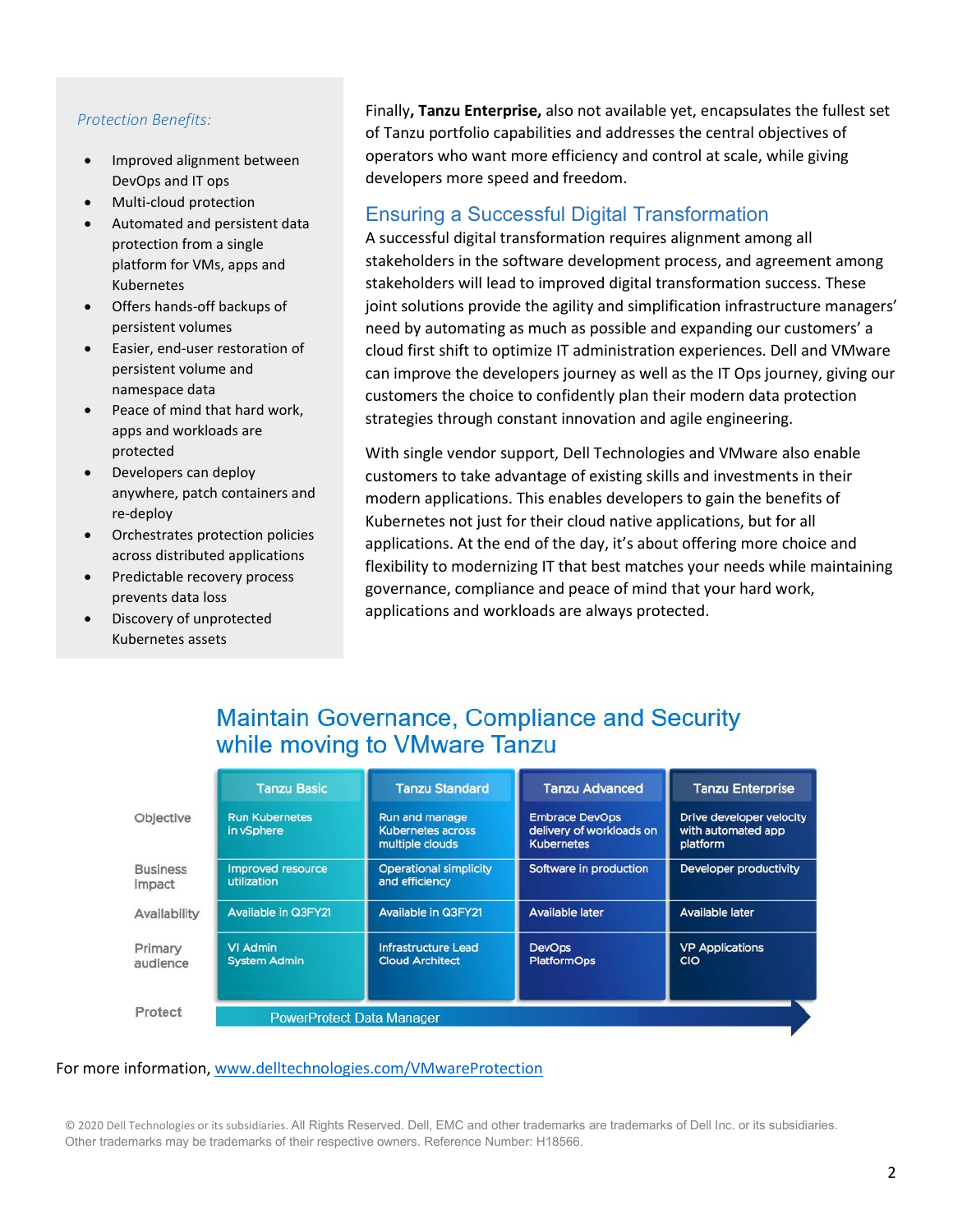*Protection Benefits:*

- Improved alignment between DevOps and IT ops
- Multi-cloud protection
- Automated and persistent data protection from a single platform for VMs, apps and Kubernetes
- Offers hands-off backups of persistent volumes
- Easier, end-user restoration of persistent volume and namespace data
- Peace of mind that hard work, apps and workloads are protected
- Developers can deploy anywhere, patch containers and re-deploy
- Orchestrates protection policies across distributed applications
- Predictable recovery process prevents data loss
- Discovery of unprotected Kubernetes assets

Finally**, Tanzu Enterprise,** also not available yet, encapsulates the fullest set of Tanzu portfolio capabilities and addresses the central objectives of operators who want more efficiency and control at scale, while giving developers more speed and freedom.

## Ensuring a Successful Digital Transformation

A successful digital transformation requires alignment among all stakeholders in the software development process, and agreement among stakeholders will lead to improved digital transformation success. These joint solutions provide the agility and simplification infrastructure managers' need by automating as much as possible and expanding our customers' a cloud first shift to optimize IT administration experiences. Dell and VMware can improve the developers journey as well as the IT Ops journey, giving our customers the choice to confidently plan their modern data protection strategies through constant innovation and agile engineering.

With single vendor support, Dell Technologies and VMware also enable customers to take advantage of existing skills and investments in their modern applications. This enables developers to gain the benefits of Kubernetes not just for their cloud native applications, but for all applications. At the end of the day, it's about offering more choice and flexibility to modernizing IT that best matches your needs while maintaining governance, compliance and peace of mind that your hard work, applications and workloads are always protected.

## Maintain Governance, Compliance and Security while moving to VMware Tanzu

| | Tanzu Basic | Tanzu Standard | Tanzu Advanced | Tanzu Enterprise |
|---|---|---|---|---|
| Objective | Run Kubernetes in vSphere | Run and manage Kubernetes across multiple clouds | Embrace DevOps delivery of workloads on Kubernetes | Drive developer velocity with automated app platform |
| Business impact | Improved resource utilization | Operational simplicity and efficiency | Software in production | Developer productivity |
| Availability | Available in Q3FY21 | Available in Q3FY21 | Available later | Available later |
| Primary audience | VI Admin<br>System Admin | Infrastructure Lead<br>Cloud Architect | DevOps<br>PlatformOps | VP Applications<br>CIO |
| Protect | PowerProtect Data Manager | | | |

For more information, [www.delltechnologies.com/VMwareProtection](www.delltechnologies.com/VMwareProtection)

© 2020 Dell Technologies or its subsidiaries. All Rights Reserved. Dell, EMC and other trademarks are trademarks of Dell Inc. or its subsidiaries. Other trademarks may be trademarks of their respective owners. Reference Number: H18566.